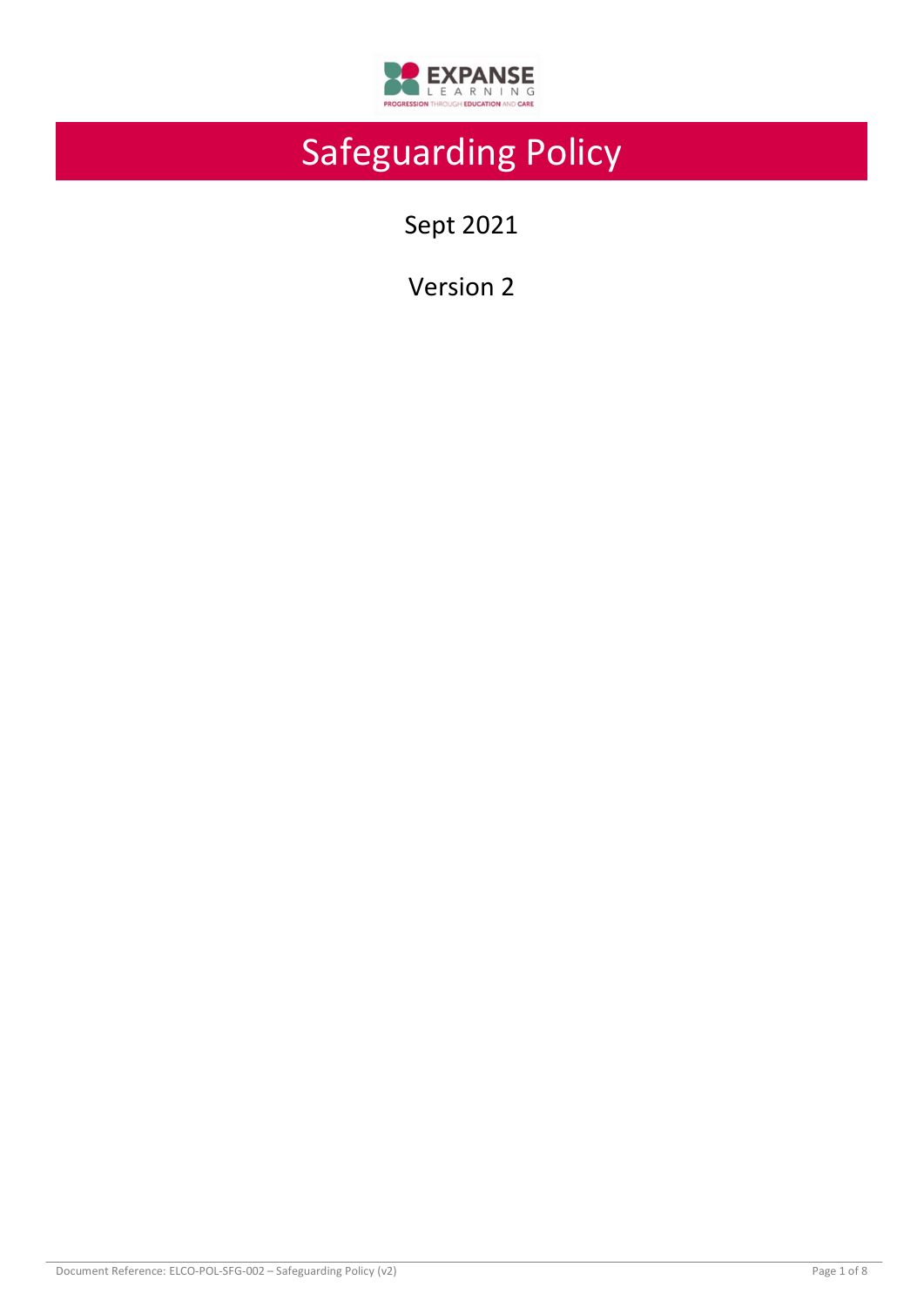# Safeguarding Policy

Sept 2021

Version 2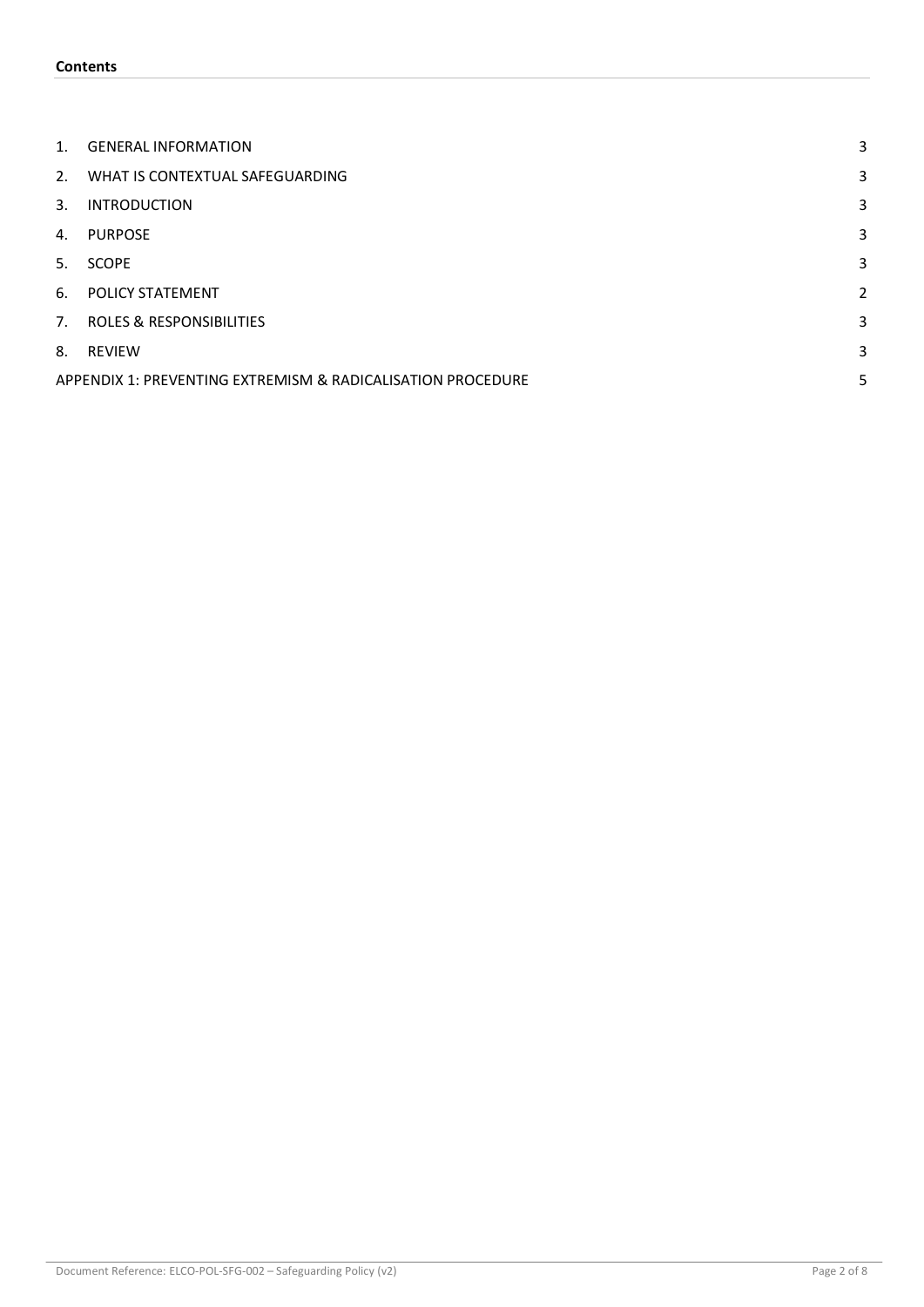**Contents**

| | | |
|---|---|---|
| 1. | GENERAL INFORMATION | 3 |
| 2. | WHAT IS CONTEXTUAL SAFEGUARDING | 3 |
| 3. | INTRODUCTION | 3 |
| 4. | PURPOSE | 3 |
| 5. | SCOPE | 3 |
| 6. | POLICY STATEMENT | 2 |
| 7. | ROLES & RESPONSIBILITIES | 3 |
| 8. | REVIEW | 3 |
| APPENDIX 1: PREVENTING EXTREMISM & RADICALISATION PROCEDURE | | 5 |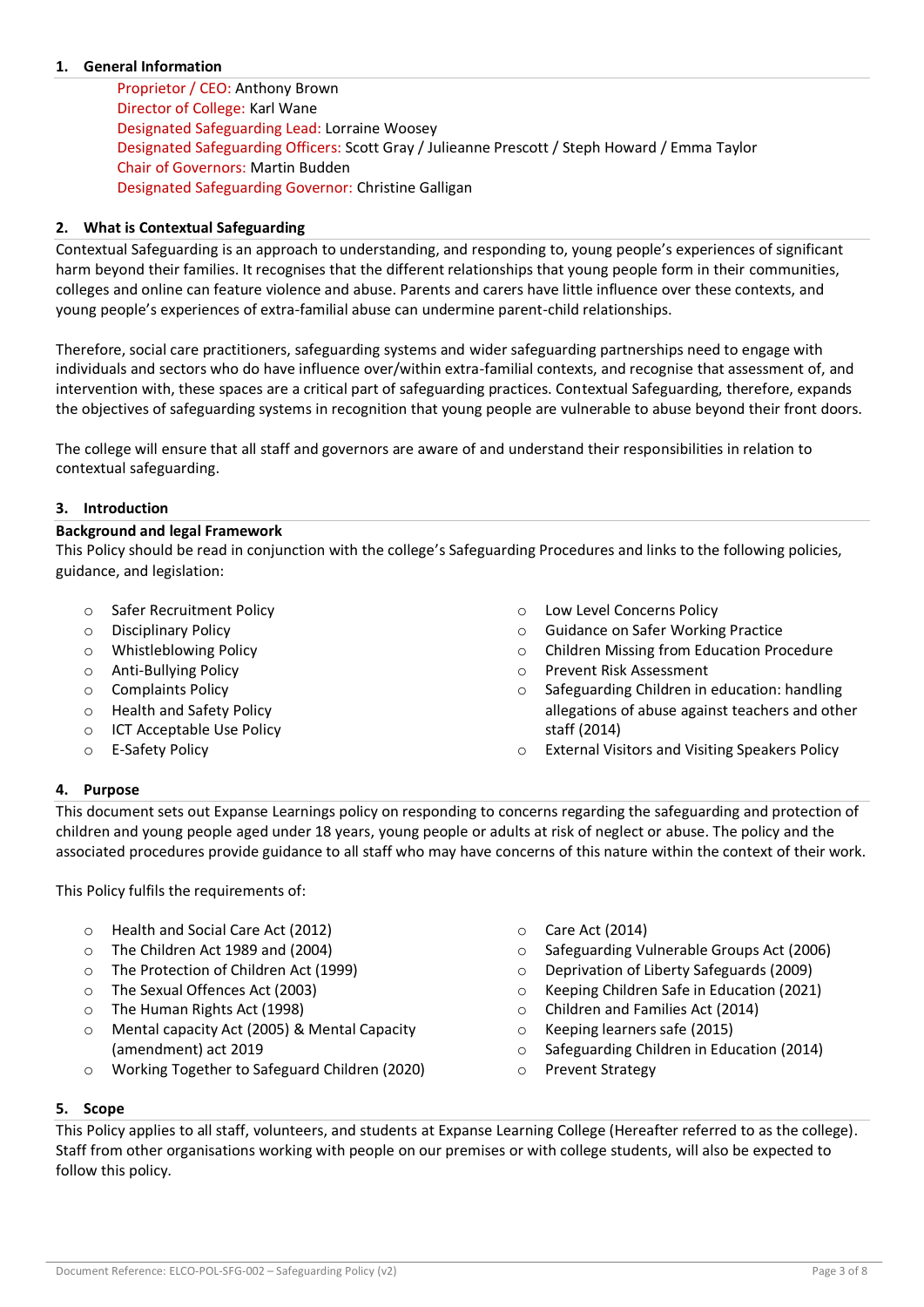## 1. General Information

Proprietor / CEO: Anthony Brown
Director of College: Karl Wane
Designated Safeguarding Lead: Lorraine Woosey
Designated Safeguarding Officers: Scott Gray / Julieanne Prescott / Steph Howard / Emma Taylor
Chair of Governors: Martin Budden
Designated Safeguarding Governor: Christine Galligan

## 2. What is Contextual Safeguarding

Contextual Safeguarding is an approach to understanding, and responding to, young people's experiences of significant harm beyond their families. It recognises that the different relationships that young people form in their communities, colleges and online can feature violence and abuse. Parents and carers have little influence over these contexts, and young people's experiences of extra-familial abuse can undermine parent-child relationships.

Therefore, social care practitioners, safeguarding systems and wider safeguarding partnerships need to engage with individuals and sectors who do have influence over/within extra-familial contexts, and recognise that assessment of, and intervention with, these spaces are a critical part of safeguarding practices. Contextual Safeguarding, therefore, expands the objectives of safeguarding systems in recognition that young people are vulnerable to abuse beyond their front doors.

The college will ensure that all staff and governors are aware of and understand their responsibilities in relation to contextual safeguarding.

## 3. Introduction

**Background and legal Framework**

This Policy should be read in conjunction with the college's Safeguarding Procedures and links to the following policies, guidance, and legislation:

- Safer Recruitment Policy
- Disciplinary Policy
- Whistleblowing Policy
- Anti-Bullying Policy
- Complaints Policy
- Health and Safety Policy
- ICT Acceptable Use Policy
- E-Safety Policy
- Low Level Concerns Policy
- Guidance on Safer Working Practice
- Children Missing from Education Procedure
- Prevent Risk Assessment
- Safeguarding Children in education: handling allegations of abuse against teachers and other staff (2014)
- External Visitors and Visiting Speakers Policy

## 4. Purpose

This document sets out Expanse Learnings policy on responding to concerns regarding the safeguarding and protection of children and young people aged under 18 years, young people or adults at risk of neglect or abuse. The policy and the associated procedures provide guidance to all staff who may have concerns of this nature within the context of their work.

This Policy fulfils the requirements of:

- Health and Social Care Act (2012)
- The Children Act 1989 and (2004)
- The Protection of Children Act (1999)
- The Sexual Offences Act (2003)
- The Human Rights Act (1998)
- Mental capacity Act (2005) & Mental Capacity (amendment) act 2019
- Working Together to Safeguard Children (2020)
- Care Act (2014)
- Safeguarding Vulnerable Groups Act (2006)
- Deprivation of Liberty Safeguards (2009)
- Keeping Children Safe in Education (2021)
- Children and Families Act (2014)
- Keeping learners safe (2015)
- Safeguarding Children in Education (2014)
- Prevent Strategy

## 5. Scope

This Policy applies to all staff, volunteers, and students at Expanse Learning College (Hereafter referred to as the college). Staff from other organisations working with people on our premises or with college students, will also be expected to follow this policy.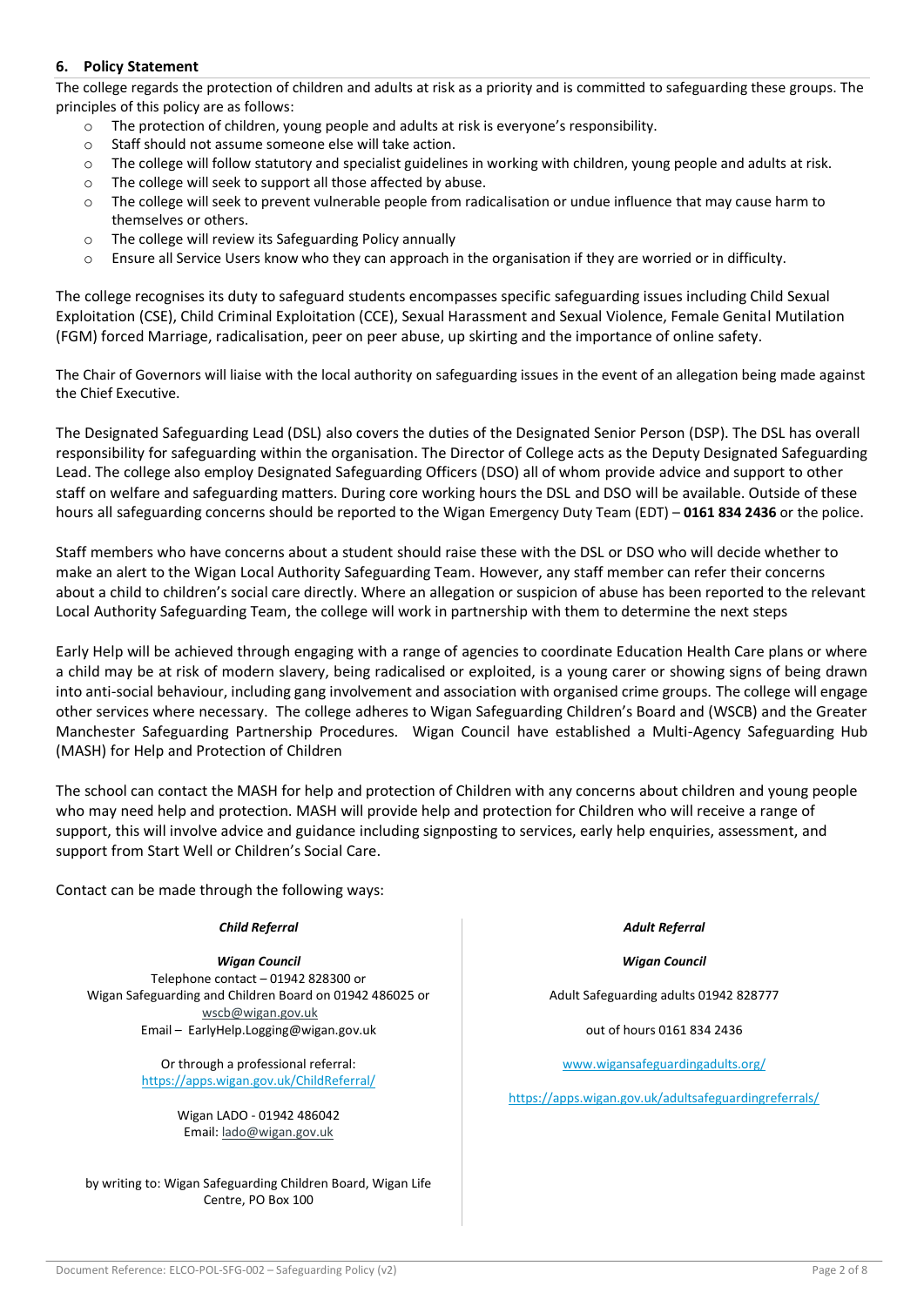## 6. Policy Statement

The college regards the protection of children and adults at risk as a priority and is committed to safeguarding these groups. The principles of this policy are as follows:

- The protection of children, young people and adults at risk is everyone's responsibility.
- Staff should not assume someone else will take action.
- The college will follow statutory and specialist guidelines in working with children, young people and adults at risk.
- The college will seek to support all those affected by abuse.
- The college will seek to prevent vulnerable people from radicalisation or undue influence that may cause harm to themselves or others.
- The college will review its Safeguarding Policy annually
- Ensure all Service Users know who they can approach in the organisation if they are worried or in difficulty.

The college recognises its duty to safeguard students encompasses specific safeguarding issues including Child Sexual Exploitation (CSE), Child Criminal Exploitation (CCE), Sexual Harassment and Sexual Violence, Female Genital Mutilation (FGM) forced Marriage, radicalisation, peer on peer abuse, up skirting and the importance of online safety.

The Chair of Governors will liaise with the local authority on safeguarding issues in the event of an allegation being made against the Chief Executive.

The Designated Safeguarding Lead (DSL) also covers the duties of the Designated Senior Person (DSP). The DSL has overall responsibility for safeguarding within the organisation. The Director of College acts as the Deputy Designated Safeguarding Lead. The college also employ Designated Safeguarding Officers (DSO) all of whom provide advice and support to other staff on welfare and safeguarding matters. During core working hours the DSL and DSO will be available. Outside of these hours all safeguarding concerns should be reported to the Wigan Emergency Duty Team (EDT) – **0161 834 2436** or the police.

Staff members who have concerns about a student should raise these with the DSL or DSO who will decide whether to make an alert to the Wigan Local Authority Safeguarding Team. However, any staff member can refer their concerns about a child to children's social care directly. Where an allegation or suspicion of abuse has been reported to the relevant Local Authority Safeguarding Team, the college will work in partnership with them to determine the next steps

Early Help will be achieved through engaging with a range of agencies to coordinate Education Health Care plans or where a child may be at risk of modern slavery, being radicalised or exploited, is a young carer or showing signs of being drawn into anti-social behaviour, including gang involvement and association with organised crime groups. The college will engage other services where necessary. The college adheres to Wigan Safeguarding Children's Board and (WSCB) and the Greater Manchester Safeguarding Partnership Procedures. Wigan Council have established a Multi-Agency Safeguarding Hub (MASH) for Help and Protection of Children

The school can contact the MASH for help and protection of Children with any concerns about children and young people who may need help and protection. MASH will provide help and protection for Children who will receive a range of support, this will involve advice and guidance including signposting to services, early help enquiries, assessment, and support from Start Well or Children's Social Care.

Contact can be made through the following ways:

***Child Referral***

***Wigan Council***

Telephone contact – 01942 828300 or
Wigan Safeguarding and Children Board on 01942 486025 or
wscb@wigan.gov.uk
Email – EarlyHelp.Logging@wigan.gov.uk

Or through a professional referral:
https://apps.wigan.gov.uk/ChildReferral/

Wigan LADO - 01942 486042
Email: lado@wigan.gov.uk

by writing to: Wigan Safeguarding Children Board, Wigan Life Centre, PO Box 100

***Adult Referral***

***Wigan Council***

Adult Safeguarding adults 01942 828777

out of hours 0161 834 2436

www.wigansafeguardingadults.org/

https://apps.wigan.gov.uk/adultsafeguardingreferrals/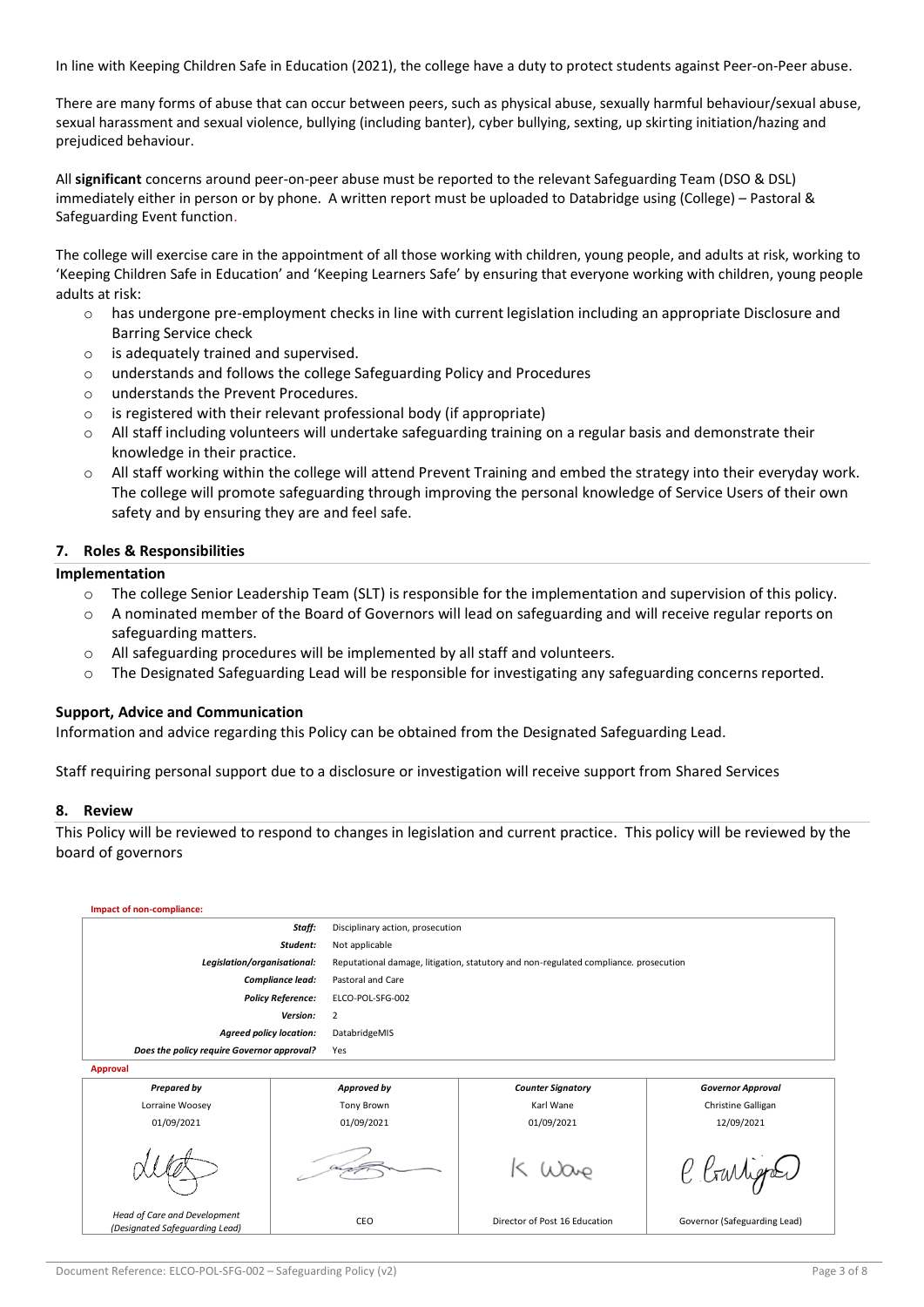In line with Keeping Children Safe in Education (2021), the college have a duty to protect students against Peer-on-Peer abuse.

There are many forms of abuse that can occur between peers, such as physical abuse, sexually harmful behaviour/sexual abuse, sexual harassment and sexual violence, bullying (including banter), cyber bullying, sexting, up skirting initiation/hazing and prejudiced behaviour.

All **significant** concerns around peer-on-peer abuse must be reported to the relevant Safeguarding Team (DSO & DSL) immediately either in person or by phone. A written report must be uploaded to Databridge using (College) – Pastoral & Safeguarding Event function.

The college will exercise care in the appointment of all those working with children, young people, and adults at risk, working to 'Keeping Children Safe in Education' and 'Keeping Learners Safe' by ensuring that everyone working with children, young people adults at risk:

- has undergone pre-employment checks in line with current legislation including an appropriate Disclosure and Barring Service check
- is adequately trained and supervised.
- understands and follows the college Safeguarding Policy and Procedures
- understands the Prevent Procedures.
- is registered with their relevant professional body (if appropriate)
- All staff including volunteers will undertake safeguarding training on a regular basis and demonstrate their knowledge in their practice.
- All staff working within the college will attend Prevent Training and embed the strategy into their everyday work. The college will promote safeguarding through improving the personal knowledge of Service Users of their own safety and by ensuring they are and feel safe.

## 7. Roles & Responsibilities

### Implementation

- The college Senior Leadership Team (SLT) is responsible for the implementation and supervision of this policy.
- A nominated member of the Board of Governors will lead on safeguarding and will receive regular reports on safeguarding matters.
- All safeguarding procedures will be implemented by all staff and volunteers.
- The Designated Safeguarding Lead will be responsible for investigating any safeguarding concerns reported.

### Support, Advice and Communication

Information and advice regarding this Policy can be obtained from the Designated Safeguarding Lead.

Staff requiring personal support due to a disclosure or investigation will receive support from Shared Services

## 8. Review

This Policy will be reviewed to respond to changes in legislation and current practice. This policy will be reviewed by the board of governors

**Impact of non-compliance:**

| | |
|---|---|
| ***Staff:*** | Disciplinary action, prosecution |
| ***Student:*** | Not applicable |
| ***Legislation/organisational:*** | Reputational damage, litigation, statutory and non-regulated compliance. prosecution |
| ***Compliance lead:*** | Pastoral and Care |
| ***Policy Reference:*** | ELCO-POL-SFG-002 |
| ***Version:*** | 2 |
| ***Agreed policy location:*** | DatabridgeMIS |
| ***Does the policy require Governor approval?*** | Yes |

**Approval**

| *Prepared by* | *Approved by* | *Counter Signatory* | *Governor Approval* |
|---|---|---|---|
| Lorraine Woosey | Tony Brown | Karl Wane | Christine Galligan |
| 01/09/2021 | 01/09/2021 | 01/09/2021 | 12/09/2021 |
| [signature] | [signature] | K Wane | C Galligan |
| *Head of Care and Development (Designated Safeguarding Lead)* | CEO | Director of Post 16 Education | Governor (Safeguarding Lead) |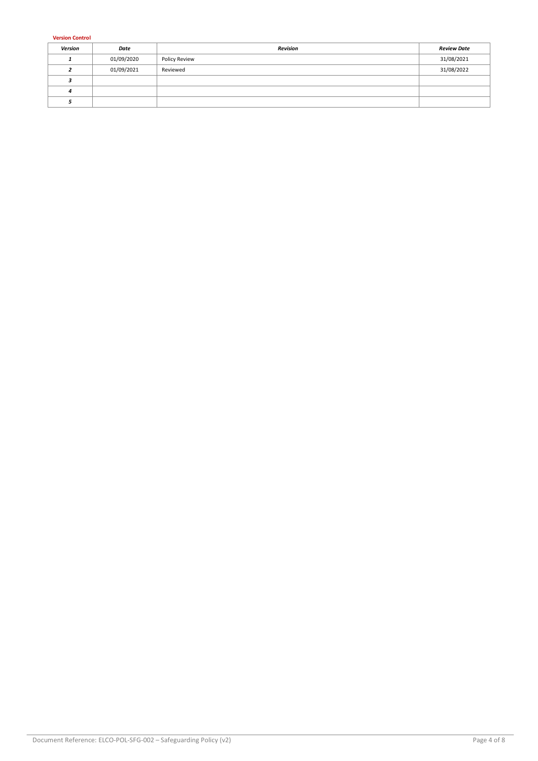**Version Control**

| *Version* | *Date* | *Revision* | *Review Date* |
|---|---|---|---|
| *1* | 01/09/2020 | Policy Review | 31/08/2021 |
| *2* | 01/09/2021 | Reviewed | 31/08/2022 |
| *3* | | | |
| *4* | | | |
| *5* | | | |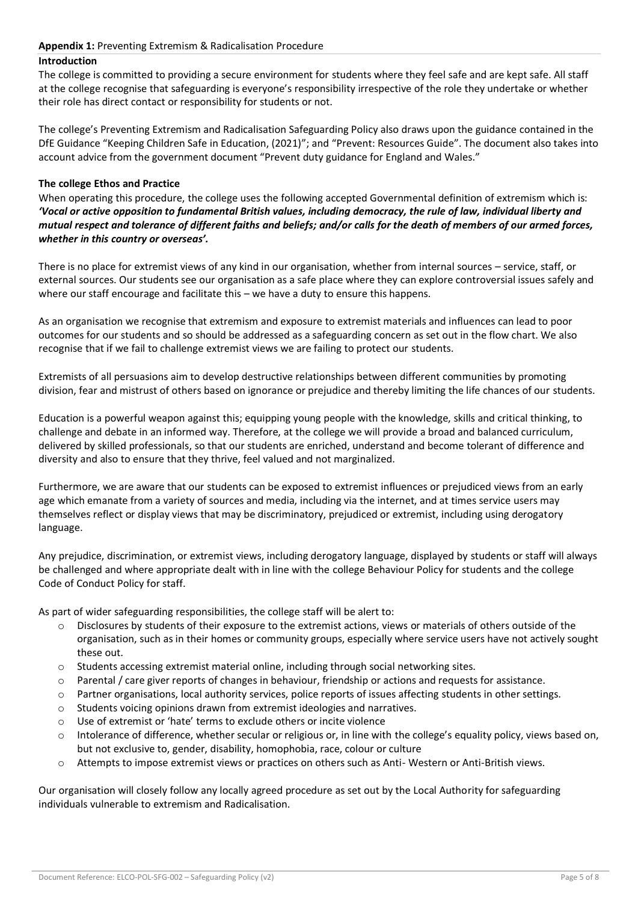**Appendix 1:** Preventing Extremism & Radicalisation Procedure

**Introduction**

The college is committed to providing a secure environment for students where they feel safe and are kept safe. All staff at the college recognise that safeguarding is everyone's responsibility irrespective of the role they undertake or whether their role has direct contact or responsibility for students or not.

The college's Preventing Extremism and Radicalisation Safeguarding Policy also draws upon the guidance contained in the DfE Guidance "Keeping Children Safe in Education, (2021)"; and "Prevent: Resources Guide". The document also takes into account advice from the government document "Prevent duty guidance for England and Wales."

**The college Ethos and Practice**

When operating this procedure, the college uses the following accepted Governmental definition of extremism which is: ***'Vocal or active opposition to fundamental British values, including democracy, the rule of law, individual liberty and mutual respect and tolerance of different faiths and beliefs; and/or calls for the death of members of our armed forces, whether in this country or overseas'.***

There is no place for extremist views of any kind in our organisation, whether from internal sources – service, staff, or external sources. Our students see our organisation as a safe place where they can explore controversial issues safely and where our staff encourage and facilitate this – we have a duty to ensure this happens.

As an organisation we recognise that extremism and exposure to extremist materials and influences can lead to poor outcomes for our students and so should be addressed as a safeguarding concern as set out in the flow chart. We also recognise that if we fail to challenge extremist views we are failing to protect our students.

Extremists of all persuasions aim to develop destructive relationships between different communities by promoting division, fear and mistrust of others based on ignorance or prejudice and thereby limiting the life chances of our students.

Education is a powerful weapon against this; equipping young people with the knowledge, skills and critical thinking, to challenge and debate in an informed way. Therefore, at the college we will provide a broad and balanced curriculum, delivered by skilled professionals, so that our students are enriched, understand and become tolerant of difference and diversity and also to ensure that they thrive, feel valued and not marginalized.

Furthermore, we are aware that our students can be exposed to extremist influences or prejudiced views from an early age which emanate from a variety of sources and media, including via the internet, and at times service users may themselves reflect or display views that may be discriminatory, prejudiced or extremist, including using derogatory language.

Any prejudice, discrimination, or extremist views, including derogatory language, displayed by students or staff will always be challenged and where appropriate dealt with in line with the college Behaviour Policy for students and the college Code of Conduct Policy for staff.

As part of wider safeguarding responsibilities, the college staff will be alert to:

- Disclosures by students of their exposure to the extremist actions, views or materials of others outside of the organisation, such as in their homes or community groups, especially where service users have not actively sought these out.
- Students accessing extremist material online, including through social networking sites.
- Parental / care giver reports of changes in behaviour, friendship or actions and requests for assistance.
- Partner organisations, local authority services, police reports of issues affecting students in other settings.
- Students voicing opinions drawn from extremist ideologies and narratives.
- Use of extremist or 'hate' terms to exclude others or incite violence
- Intolerance of difference, whether secular or religious or, in line with the college's equality policy, views based on, but not exclusive to, gender, disability, homophobia, race, colour or culture
- Attempts to impose extremist views or practices on others such as Anti- Western or Anti-British views.

Our organisation will closely follow any locally agreed procedure as set out by the Local Authority for safeguarding individuals vulnerable to extremism and Radicalisation.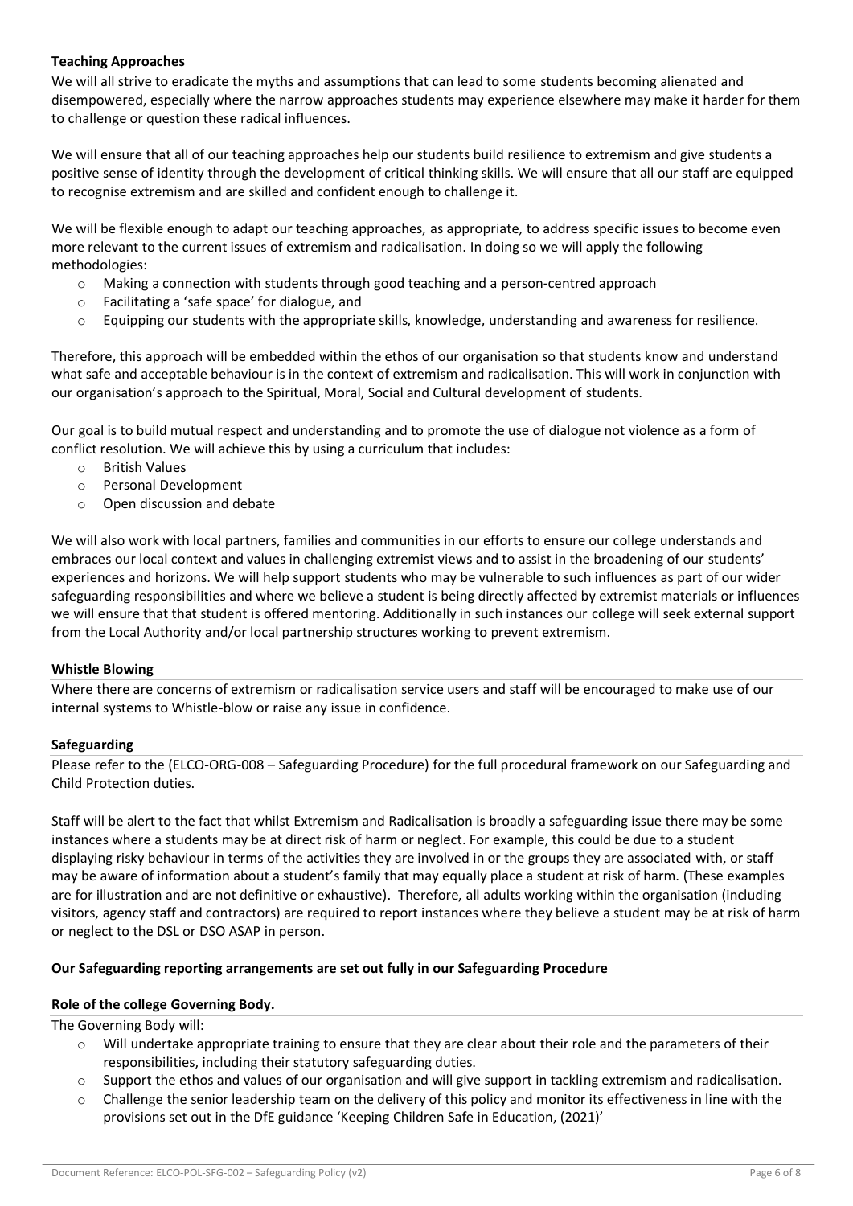### Teaching Approaches

We will all strive to eradicate the myths and assumptions that can lead to some students becoming alienated and disempowered, especially where the narrow approaches students may experience elsewhere may make it harder for them to challenge or question these radical influences.

We will ensure that all of our teaching approaches help our students build resilience to extremism and give students a positive sense of identity through the development of critical thinking skills. We will ensure that all our staff are equipped to recognise extremism and are skilled and confident enough to challenge it.

We will be flexible enough to adapt our teaching approaches, as appropriate, to address specific issues to become even more relevant to the current issues of extremism and radicalisation. In doing so we will apply the following methodologies:

- Making a connection with students through good teaching and a person-centred approach
- Facilitating a 'safe space' for dialogue, and
- Equipping our students with the appropriate skills, knowledge, understanding and awareness for resilience.

Therefore, this approach will be embedded within the ethos of our organisation so that students know and understand what safe and acceptable behaviour is in the context of extremism and radicalisation. This will work in conjunction with our organisation's approach to the Spiritual, Moral, Social and Cultural development of students.

Our goal is to build mutual respect and understanding and to promote the use of dialogue not violence as a form of conflict resolution. We will achieve this by using a curriculum that includes:

- British Values
- Personal Development
- Open discussion and debate

We will also work with local partners, families and communities in our efforts to ensure our college understands and embraces our local context and values in challenging extremist views and to assist in the broadening of our students' experiences and horizons. We will help support students who may be vulnerable to such influences as part of our wider safeguarding responsibilities and where we believe a student is being directly affected by extremist materials or influences we will ensure that that student is offered mentoring. Additionally in such instances our college will seek external support from the Local Authority and/or local partnership structures working to prevent extremism.

### Whistle Blowing

Where there are concerns of extremism or radicalisation service users and staff will be encouraged to make use of our internal systems to Whistle-blow or raise any issue in confidence.

### Safeguarding

Please refer to the (ELCO-ORG-008 – Safeguarding Procedure) for the full procedural framework on our Safeguarding and Child Protection duties.

Staff will be alert to the fact that whilst Extremism and Radicalisation is broadly a safeguarding issue there may be some instances where a students may be at direct risk of harm or neglect. For example, this could be due to a student displaying risky behaviour in terms of the activities they are involved in or the groups they are associated with, or staff may be aware of information about a student's family that may equally place a student at risk of harm. (These examples are for illustration and are not definitive or exhaustive). Therefore, all adults working within the organisation (including visitors, agency staff and contractors) are required to report instances where they believe a student may be at risk of harm or neglect to the DSL or DSO ASAP in person.

**Our Safeguarding reporting arrangements are set out fully in our Safeguarding Procedure**

### Role of the college Governing Body.

The Governing Body will:

- Will undertake appropriate training to ensure that they are clear about their role and the parameters of their responsibilities, including their statutory safeguarding duties.
- Support the ethos and values of our organisation and will give support in tackling extremism and radicalisation.
- Challenge the senior leadership team on the delivery of this policy and monitor its effectiveness in line with the provisions set out in the DfE guidance 'Keeping Children Safe in Education, (2021)'